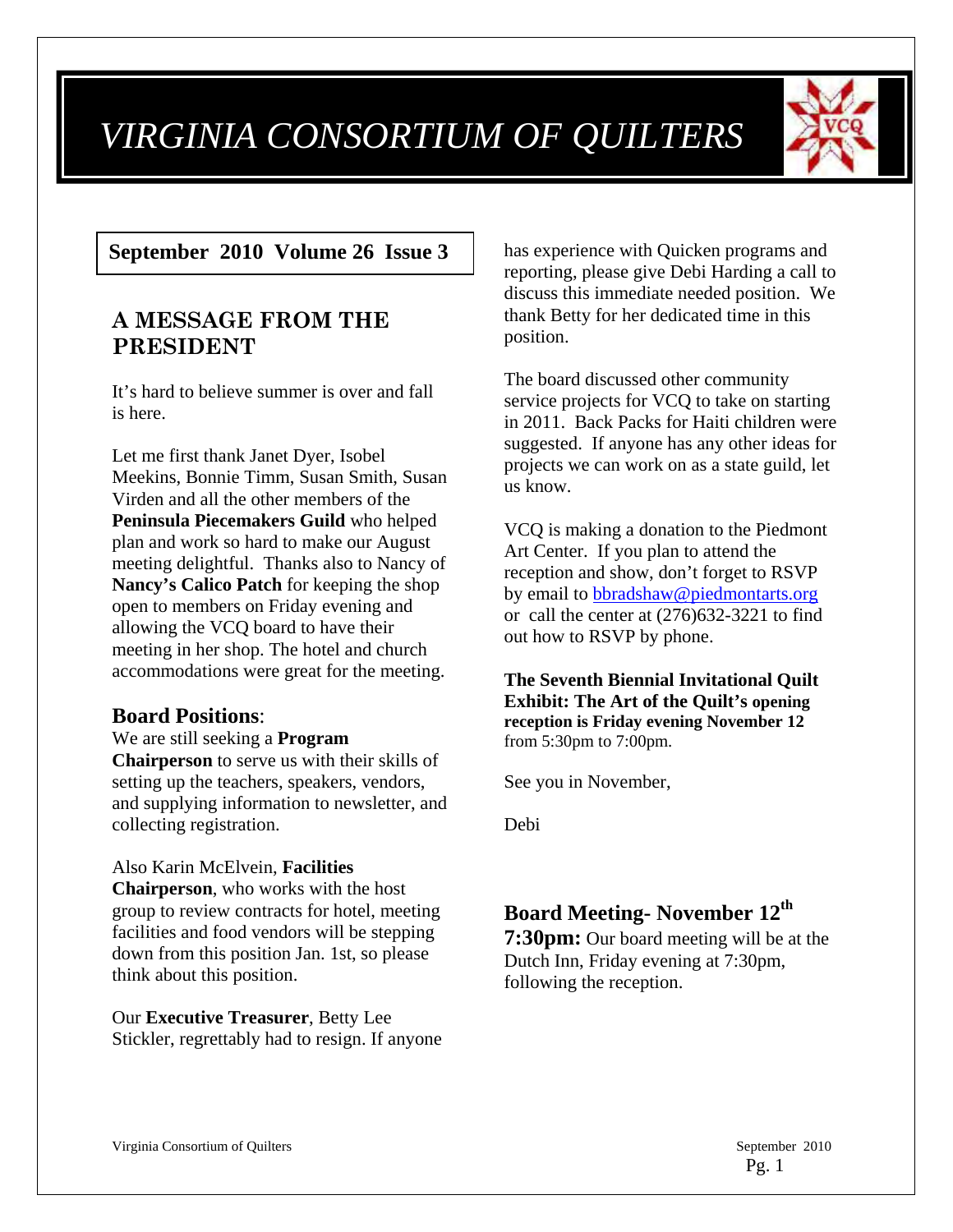# VIRGINIA CONSORTIUM OF QUILTERS

**September 2010 Volume 26 Issue 3**

## A MESSAGE FROM THE PRESIDENT

It's hard to believe summer is over and fall is here.

Let me first thank Janet Dyer, Isobel Meekins, Bonnie Timm, Susan Smith, Susan Virden and all the other members of the **Peninsula Piecemakers Guild** who helped plan and work so hard to make our August meeting delightful. Thanks also to Nancy of **Nancy's Calico Patch** for keeping the shop open to members on Friday evening and allowing the VCQ board to have their meeting in her shop. The hotel and church accommodations were great for the meeting.

### Board Positions:

We are still seeking a **Program Chairperson** to serve us with their skills of setting up the teachers, speakers, vendors, and supplying information to newsletter, and collecting registration.

Also Karin McElvein, **Facilities Chairperson**, who works with the host group to review contracts for hotel, meeting facilities and food vendors will be stepping down from this position Jan. 1st, so please think about this position.

Our **Executive Treasurer**, Betty Lee Stickler, regrettably had to resign. If anyone has experience with Quicken programs and reporting, please give Debi Harding a call to discuss this immediate needed position. We thank Betty for her dedicated time in this position.

The board discussed other community service projects for VCQ to take on starting in 2011. Back Packs for Haiti children were suggested. If anyone has any other ideas for projects we can work on as a state guild, let us know.

VCQ is making a donation to the Piedmont Art Center. If you plan to attend the reception and show, don't forget to RSVP by email to bbradshaw@piedmontarts.org or call the center at (276)632-3221 to find out how to RSVP by phone.

**The Seventh Biennial Invitational Quilt Exhibit: The Art of the Quilt's opening reception is Friday evening November 12** from 5:30pm to 7:00pm.

See you in November,

Debi

### Board Meeting- November 12th 7:30pm:

Our board meeting will be at the Dutch Inn, Friday evening at 7:30pm, following the reception.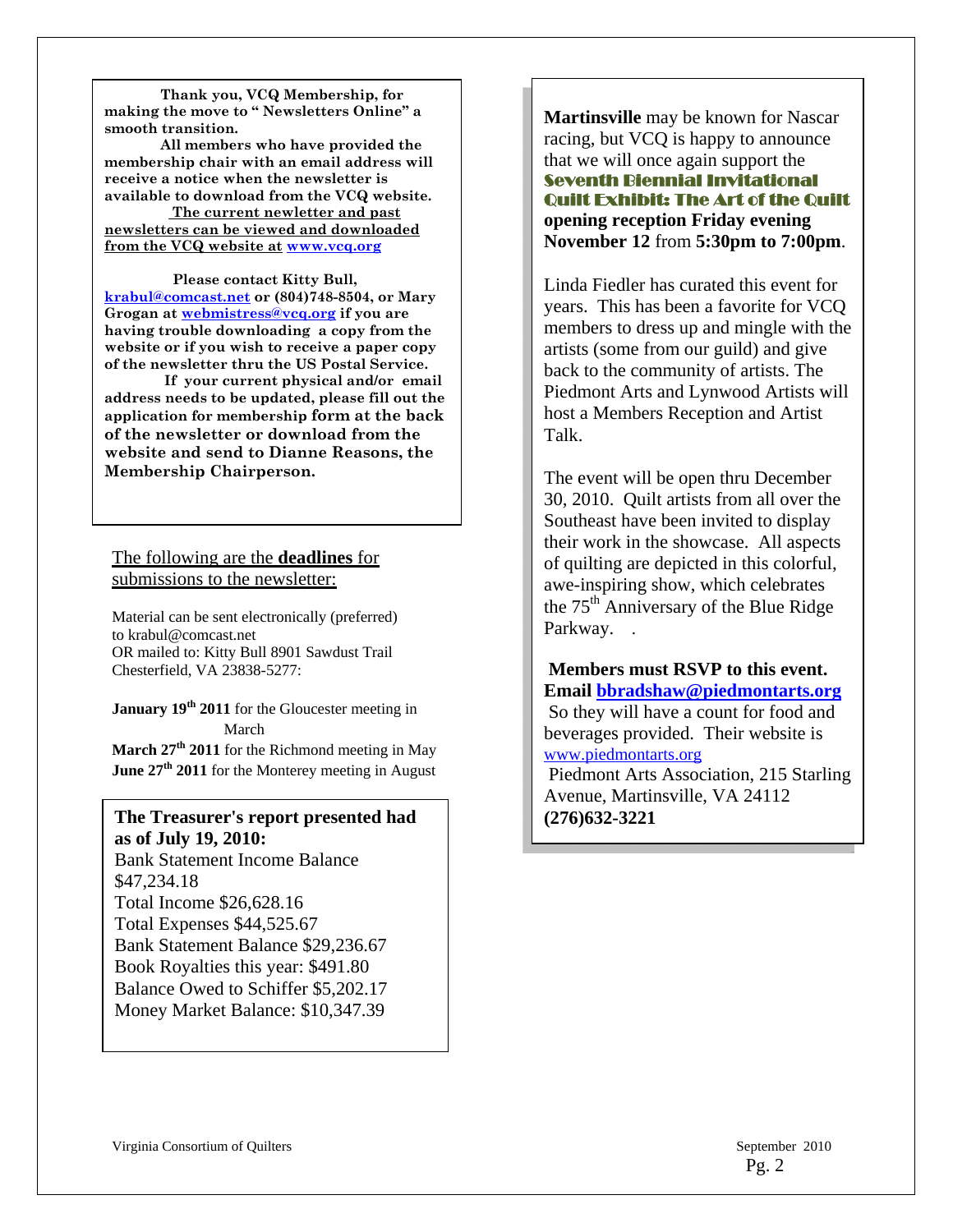**Thank you, VCQ Membership, for making the move to " Newsletters Online" a smooth transition.**

**All members who have provided the membership chair with an email address will receive a notice when the newsletter is available to download from the VCQ website.**

**The current newsletter and past newsletters can be viewed and downloaded from the VCQ website at [www.vcq.org](http://www.vcq.org)**

**Please contact Kitty Bull, [krabul@comcast.net](mailto:krabul@comcast.net) or (804)748-8504, or Mary Grogan at [webmistress@vcq.org](mailto:webmistress@vcq.org) if you are having trouble downloading a copy from the website or if you wish to receive a paper copy of the newsletter thru the US Postal Service.**

**If your current physical and/or email address needs to be updated, please fill out the application for membership form at the back of the newsletter or download from the website and send to Dianne Reasons, the Membership Chairperson.**

The following are the **deadlines** for submissions to the newsletter:

Material can be sent electronically (preferred) to krabul@comcast.net
OR mailed to: Kitty Bull 8901 Sawdust Trail Chesterfield, VA 23838-5277:

**January 19th 2011** for the Gloucester meeting in March
**March 27th 2011** for the Richmond meeting in May
**June 27th 2011** for the Monterey meeting in August

**The Treasurer's report presented had as of July 19, 2010:**

Bank Statement Income Balance $47,234.18
Total Income $26,628.16
Total Expenses $44,525.67
Bank Statement Balance $29,236.67
Book Royalties this year: $491.80
Balance Owed to Schiffer $5,202.17
Money Market Balance: $10,347.39

**Martinsville** may be known for Nascar racing, but VCQ is happy to announce that we will once again support the **Seventh Biennial Invitational Quilt Exhibit: The Art of the Quilt opening reception Friday evening November 12** from **5:30pm to 7:00pm**.

Linda Fiedler has curated this event for years. This has been a favorite for VCQ members to dress up and mingle with the artists (some from our guild) and give back to the community of artists. The Piedmont Arts and Lynwood Artists will host a Members Reception and Artist Talk.

The event will be open thru December 30, 2010. Quilt artists from all over the Southeast have been invited to display their work in the showcase. All aspects of quilting are depicted in this colorful, awe-inspiring show, which celebrates the 75th Anniversary of the Blue Ridge Parkway. .

**Members must RSVP to this event. Email [bbradshaw@piedmontarts.org](mailto:bbradshaw@piedmontarts.org)** So they will have a count for food and beverages provided. Their website is [www.piedmontarts.org](http://www.piedmontarts.org)
Piedmont Arts Association, 215 Starling Avenue, Martinsville, VA 24112
**(276)632-3221**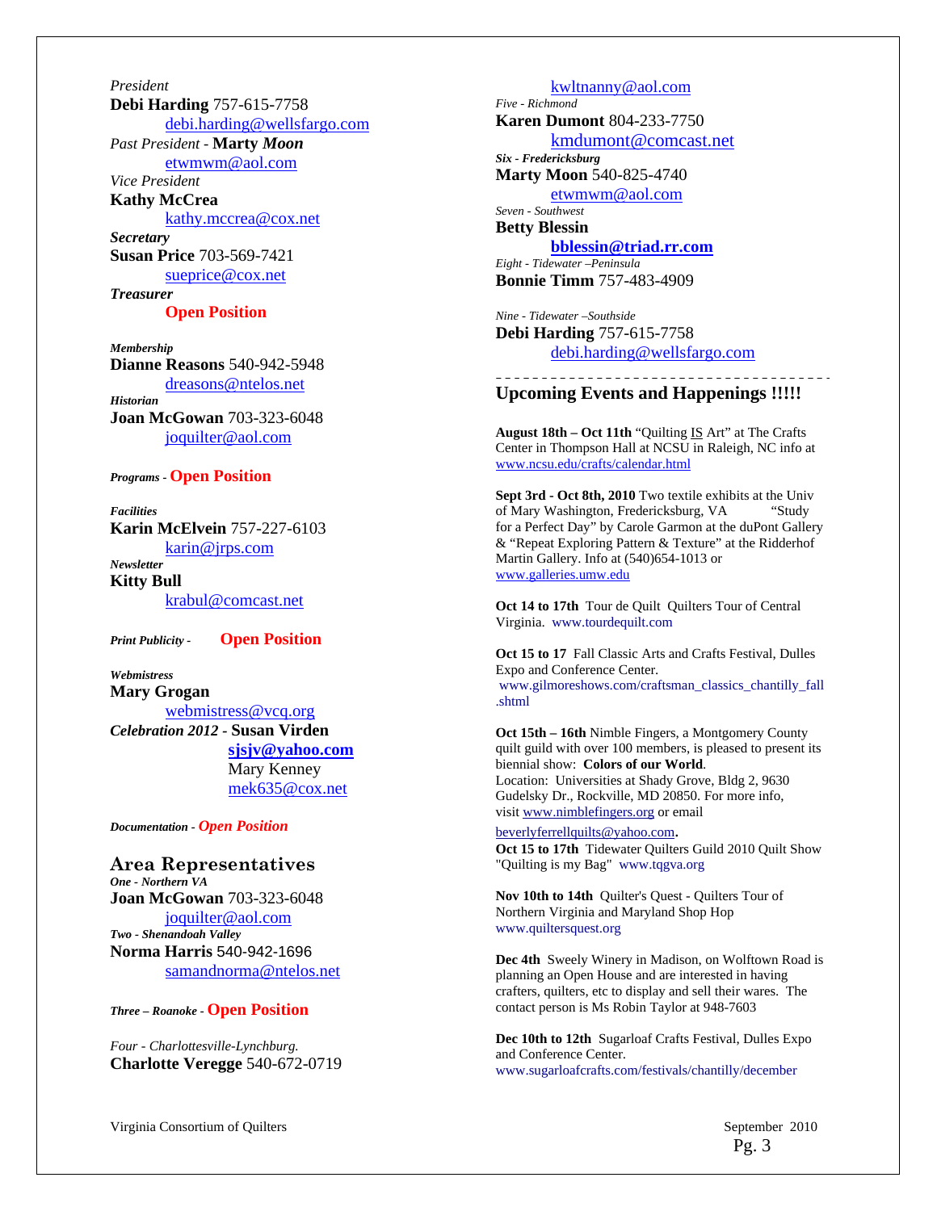*President*
**Debi Harding** 757-615-7758
debi.harding@wellsfargo.com
*Past President* - **Marty *Moon***
etwmwm@aol.com
*Vice President*
**Kathy McCrea**
kathy.mccrea@cox.net
***Secretary***
**Susan Price** 703-569-7421
sueprice@cox.net
***Treasurer***
**Open Position**

***Membership***
**Dianne Reasons** 540-942-5948
dreasons@ntelos.net
***Historian***
**Joan McGowan** 703-323-6048
joquilter@aol.com

***Programs*** - **Open Position**

***Facilities***
**Karin McElvein** 757-227-6103
karin@jrps.com
***Newsletter***
**Kitty Bull**
krabul@comcast.net

***Print Publicity*** - **Open Position**

***Webmistress***
**Mary Grogan**
webmistress@vcq.org
***Celebration 2012*** - **Susan Virden**
**sjsjv@yahoo.com**
Mary Kenney
mek635@cox.net

***Documentation*** - ***Open Position***

## Area Representatives

***One - Northern VA***
**Joan McGowan** 703-323-6048
joquilter@aol.com
***Two - Shenandoah Valley***
**Norma Harris** 540-942-1696
samandnorma@ntelos.net

***Three – Roanoke*** - **Open Position**

*Four - Charlottesville-Lynchburg.*
**Charlotte Veregge** 540-672-0719
kwltnanny@aol.com
*Five - Richmond*
**Karen Dumont** 804-233-7750
kmdumont@comcast.net
***Six - Fredericksburg***
**Marty Moon** 540-825-4740
etwmwm@aol.com
*Seven - Southwest*
**Betty Blessin**
**bblessin@triad.rr.com**
*Eight - Tidewater –Peninsula*
**Bonnie Timm** 757-483-4909

*Nine - Tidewater –Southside*
**Debi Harding** 757-615-7758
debi.harding@wellsfargo.com

---

## Upcoming Events and Happenings !!!!!

**August 18th – Oct 11th** “Quilting IS Art” at The Crafts Center in Thompson Hall at NCSU in Raleigh, NC info at www.ncsu.edu/crafts/calendar.html

**Sept 3rd - Oct 8th, 2010** Two textile exhibits at the Univ of Mary Washington, Fredericksburg, VA “Study for a Perfect Day” by Carole Garmon at the duPont Gallery & “Repeat Exploring Pattern & Texture” at the Ridderhof Martin Gallery. Info at (540)654-1013 or www.galleries.umw.edu

**Oct 14 to 17th** Tour de Quilt Quilters Tour of Central Virginia. www.tourdequilt.com

**Oct 15 to 17** Fall Classic Arts and Crafts Festival, Dulles Expo and Conference Center. www.gilmoreshows.com/craftsman_classics_chantilly_fall.shtml

**Oct 15th – 16th** Nimble Fingers, a Montgomery County quilt guild with over 100 members, is pleased to present its biennial show: **Colors of our World**.
Location: Universities at Shady Grove, Bldg 2, 9630 Gudelsky Dr., Rockville, MD 20850. For more info, visit www.nimblefingers.org or email beverlyferrellquilts@yahoo.com.

**Oct 15 to 17th** Tidewater Quilters Guild 2010 Quilt Show "Quilting is my Bag" www.tqgva.org

**Nov 10th to 14th** Quilter's Quest - Quilters Tour of Northern Virginia and Maryland Shop Hop www.quiltersquest.org

**Dec 4th** Sweely Winery in Madison, on Wolftown Road is planning an Open House and are interested in having crafters, quilters, etc to display and sell their wares. The contact person is Ms Robin Taylor at 948-7603

**Dec 10th to 12th** Sugarloaf Crafts Festival, Dulles Expo and Conference Center. www.sugarloafcrafts.com/festivals/chantilly/december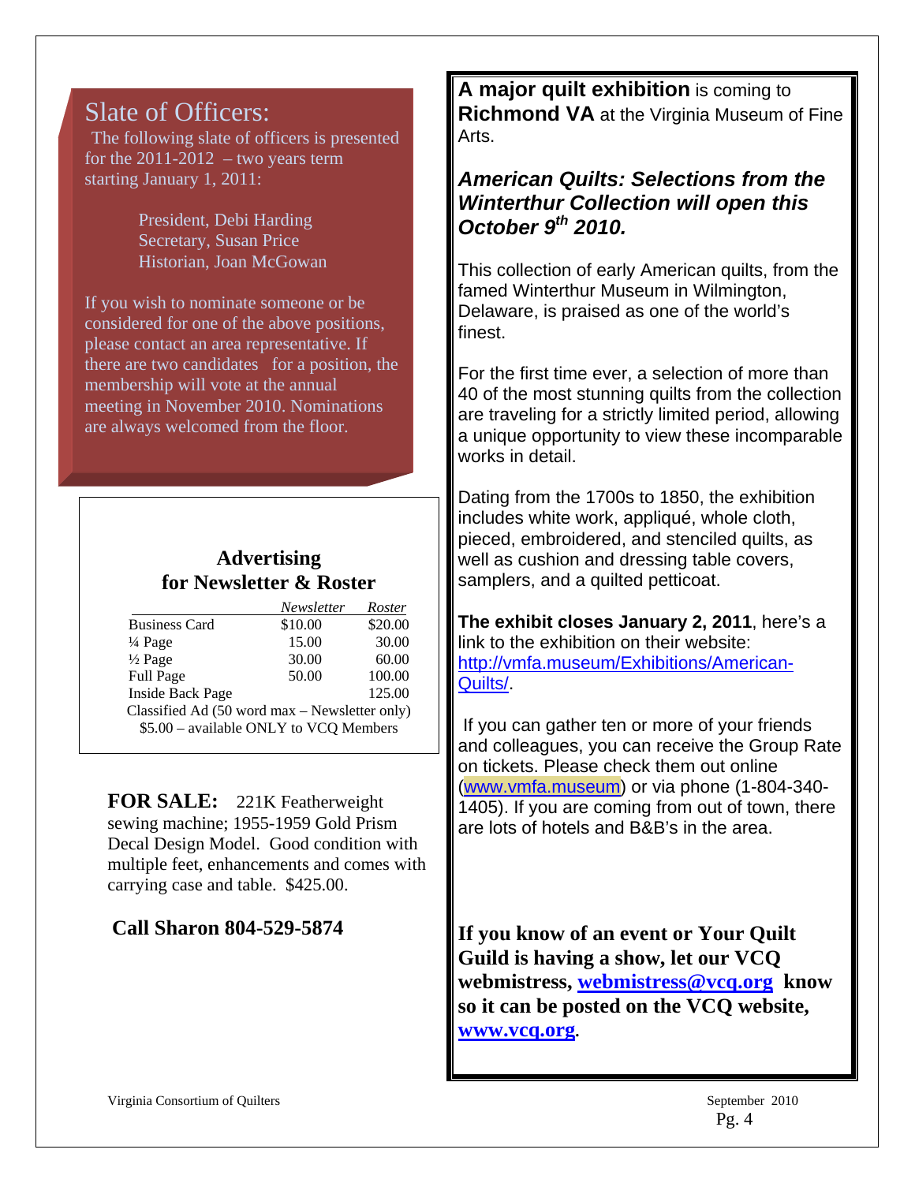## Slate of Officers:

The following slate of officers is presented for the 2011-2012 – two years term starting January 1, 2011:

President, Debi Harding
Secretary, Susan Price
Historian, Joan McGowan

If you wish to nominate someone or be considered for one of the above positions, please contact an area representative. If there are two candidates for a position, the membership will vote at the annual meeting in November 2010. Nominations are always welcomed from the floor.

### Advertising for Newsletter & Roster

| | *Newsletter* | *Roster* |
|---|---|---|
| Business Card | $10.00 | $20.00 |
| ¼ Page | 15.00 | 30.00 |
| ½ Page | 30.00 | 60.00 |
| Full Page | 50.00 | 100.00 |
| Inside Back Page | | 125.00 |

Classified Ad (50 word max – Newsletter only)
$5.00 – available ONLY to VCQ Members

**FOR SALE:** 221K Featherweight sewing machine; 1955-1959 Gold Prism Decal Design Model. Good condition with multiple feet, enhancements and comes with carrying case and table. $425.00.

**Call Sharon 804-529-5874**

**A major quilt exhibition** is coming to **Richmond VA** at the Virginia Museum of Fine Arts.

***American Quilts: Selections from the Winterthur Collection will open this October 9th 2010.***

This collection of early American quilts, from the famed Winterthur Museum in Wilmington, Delaware, is praised as one of the world's finest.

For the first time ever, a selection of more than 40 of the most stunning quilts from the collection are traveling for a strictly limited period, allowing a unique opportunity to view these incomparable works in detail.

Dating from the 1700s to 1850, the exhibition includes white work, appliqué, whole cloth, pieced, embroidered, and stenciled quilts, as well as cushion and dressing table covers, samplers, and a quilted petticoat.

**The exhibit closes January 2, 2011**, here's a link to the exhibition on their website: http://vmfa.museum/Exhibitions/American-Quilts/.

If you can gather ten or more of your friends and colleagues, you can receive the Group Rate on tickets. Please check them out online (www.vmfa.museum) or via phone (1-804-340-1405). If you are coming from out of town, there are lots of hotels and B&B's in the area.

**If you know of an event or Your Quilt Guild is having a show, let our VCQ webmistress, webmistress@vcq.org know so it can be posted on the VCQ website, www.vcq.org.**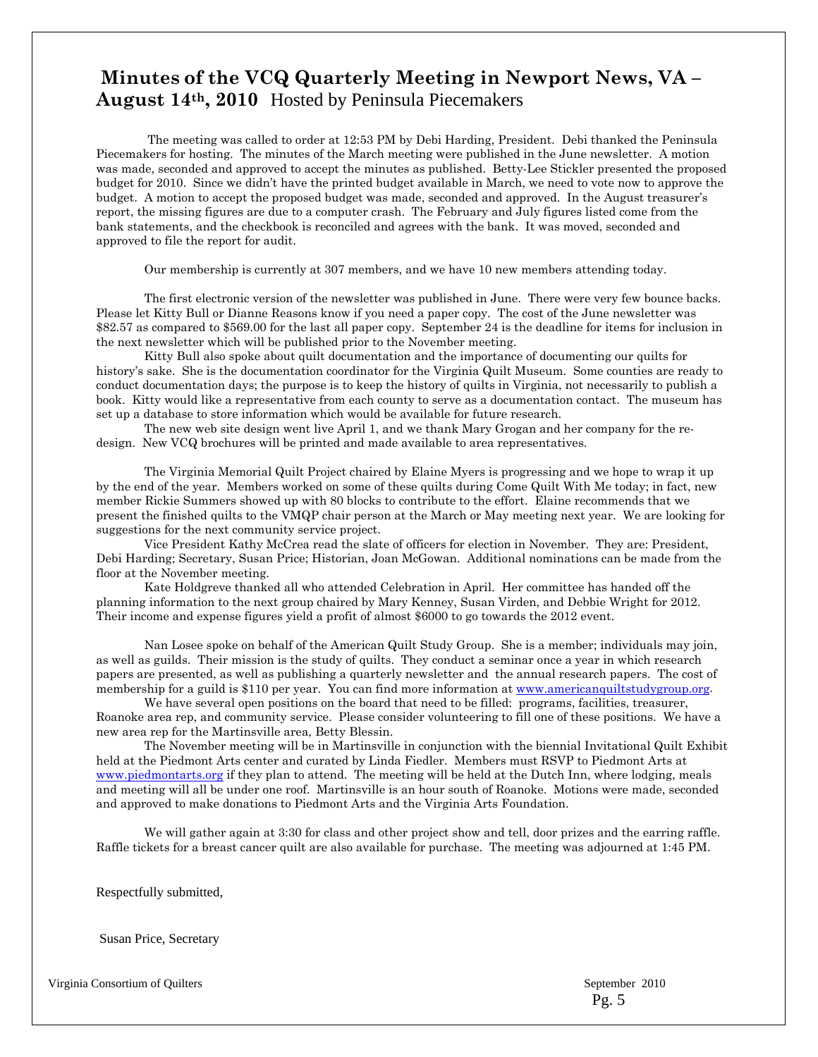# Minutes of the VCQ Quarterly Meeting in Newport News, VA – August 14th, 2010 Hosted by Peninsula Piecemakers

The meeting was called to order at 12:53 PM by Debi Harding, President. Debi thanked the Peninsula Piecemakers for hosting. The minutes of the March meeting were published in the June newsletter. A motion was made, seconded and approved to accept the minutes as published. Betty-Lee Stickler presented the proposed budget for 2010. Since we didn't have the printed budget available in March, we need to vote now to approve the budget. A motion to accept the proposed budget was made, seconded and approved. In the August treasurer's report, the missing figures are due to a computer crash. The February and July figures listed come from the bank statements, and the checkbook is reconciled and agrees with the bank. It was moved, seconded and approved to file the report for audit.

Our membership is currently at 307 members, and we have 10 new members attending today.

The first electronic version of the newsletter was published in June. There were very few bounce backs. Please let Kitty Bull or Dianne Reasons know if you need a paper copy. The cost of the June newsletter was $82.57 as compared to $569.00 for the last all paper copy. September 24 is the deadline for items for inclusion in the next newsletter which will be published prior to the November meeting.

Kitty Bull also spoke about quilt documentation and the importance of documenting our quilts for history's sake. She is the documentation coordinator for the Virginia Quilt Museum. Some counties are ready to conduct documentation days; the purpose is to keep the history of quilts in Virginia, not necessarily to publish a book. Kitty would like a representative from each county to serve as a documentation contact. The museum has set up a database to store information which would be available for future research.

The new web site design went live April 1, and we thank Mary Grogan and her company for the re-design. New VCQ brochures will be printed and made available to area representatives.

The Virginia Memorial Quilt Project chaired by Elaine Myers is progressing and we hope to wrap it up by the end of the year. Members worked on some of these quilts during Come Quilt With Me today; in fact, new member Rickie Summers showed up with 80 blocks to contribute to the effort. Elaine recommends that we present the finished quilts to the VMQP chair person at the March or May meeting next year. We are looking for suggestions for the next community service project.

Vice President Kathy McCrea read the slate of officers for election in November. They are: President, Debi Harding; Secretary, Susan Price; Historian, Joan McGowan. Additional nominations can be made from the floor at the November meeting.

Kate Holdgreve thanked all who attended Celebration in April. Her committee has handed off the planning information to the next group chaired by Mary Kenney, Susan Virden, and Debbie Wright for 2012. Their income and expense figures yield a profit of almost $6000 to go towards the 2012 event.

Nan Losee spoke on behalf of the American Quilt Study Group. She is a member; individuals may join, as well as guilds. Their mission is the study of quilts. They conduct a seminar once a year in which research papers are presented, as well as publishing a quarterly newsletter and the annual research papers. The cost of membership for a guild is $110 per year. You can find more information at www.americanquiltstudygroup.org.

We have several open positions on the board that need to be filled: programs, facilities, treasurer, Roanoke area rep, and community service. Please consider volunteering to fill one of these positions. We have a new area rep for the Martinsville area, Betty Blessin.

The November meeting will be in Martinsville in conjunction with the biennial Invitational Quilt Exhibit held at the Piedmont Arts center and curated by Linda Fiedler. Members must RSVP to Piedmont Arts at www.piedmontarts.org if they plan to attend. The meeting will be held at the Dutch Inn, where lodging, meals and meeting will all be under one roof. Martinsville is an hour south of Roanoke. Motions were made, seconded and approved to make donations to Piedmont Arts and the Virginia Arts Foundation.

We will gather again at 3:30 for class and other project show and tell, door prizes and the earring raffle. Raffle tickets for a breast cancer quilt are also available for purchase. The meeting was adjourned at 1:45 PM.

Respectfully submitted,

Susan Price, Secretary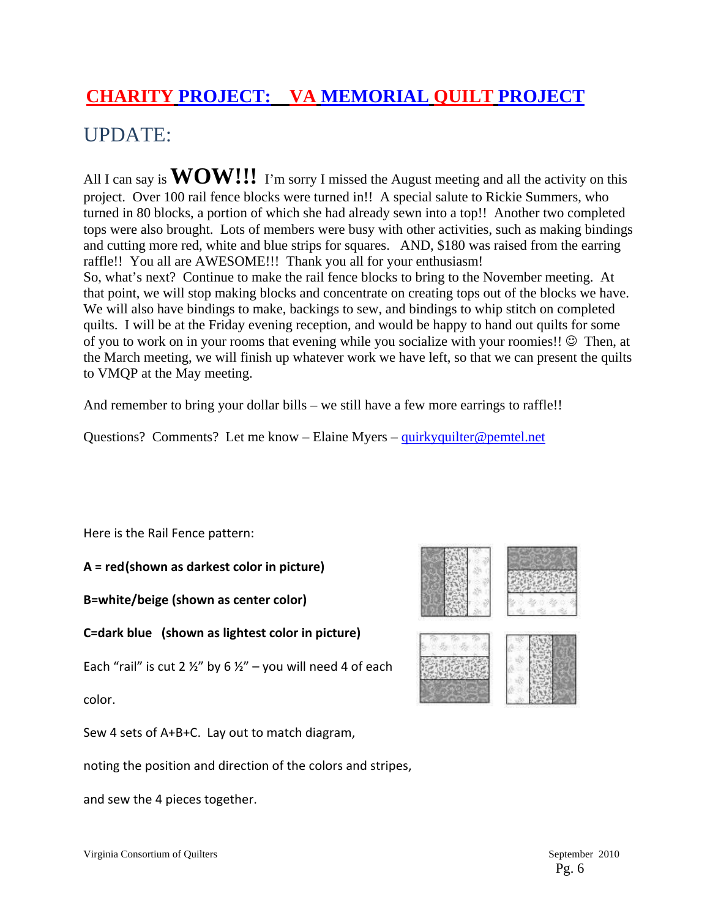# CHARITY PROJECT: VA MEMORIAL QUILT PROJECT

## UPDATE:

All I can say is **WOW!!!** I'm sorry I missed the August meeting and all the activity on this project. Over 100 rail fence blocks were turned in!! A special salute to Rickie Summers, who turned in 80 blocks, a portion of which she had already sewn into a top!! Another two completed tops were also brought. Lots of members were busy with other activities, such as making bindings and cutting more red, white and blue strips for squares. AND, $180 was raised from the earring raffle!! You all are AWESOME!!! Thank you all for your enthusiasm!

So, what's next? Continue to make the rail fence blocks to bring to the November meeting. At that point, we will stop making blocks and concentrate on creating tops out of the blocks we have. We will also have bindings to make, backings to sew, and bindings to whip stitch on completed quilts. I will be at the Friday evening reception, and would be happy to hand out quilts for some of you to work on in your rooms that evening while you socialize with your roomies!! ☺ Then, at the March meeting, we will finish up whatever work we have left, so that we can present the quilts to VMQP at the May meeting.

And remember to bring your dollar bills – we still have a few more earrings to raffle!!

Questions? Comments? Let me know – Elaine Myers – quirkyquilter@pemtel.net

Here is the Rail Fence pattern:

**A = red(shown as darkest color in picture)**

**B=white/beige (shown as center color)**

**C=dark blue (shown as lightest color in picture)**

Each "rail" is cut 2 ½" by 6 ½" – you will need 4 of each color.

Sew 4 sets of A+B+C. Lay out to match diagram, noting the position and direction of the colors and stripes, and sew the 4 pieces together.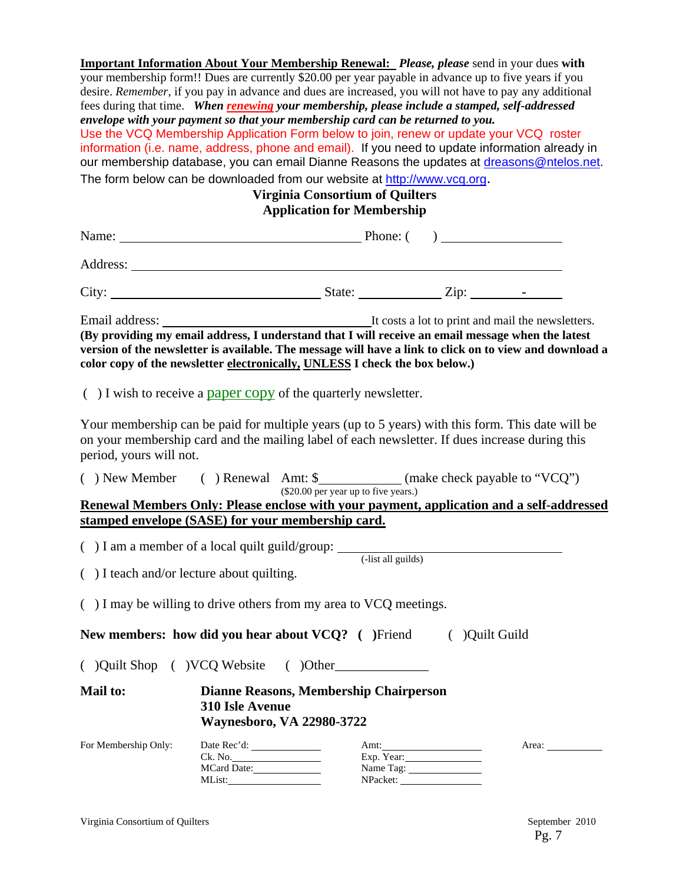**<u>Important Information About Your Membership Renewal:</u>** ***Please, please*** send in your dues **with** your membership form!! Dues are currently $20.00 per year payable in advance up to five years if you desire. *Remember*, if you pay in advance and dues are increased, you will not have to pay any additional fees during that time. ***When <u>renewing</u> your membership, please include a stamped, self-addressed envelope with your payment so that your membership card can be returned to you.***

Use the VCQ Membership Application Form below to join, renew or update your VCQ roster information (i.e. name, address, phone and email). If you need to update information already in our membership database, you can email Dianne Reasons the updates at dreasons@ntelos.net.

The form below can be downloaded from our website at http://www.vcq.org.

## Virginia Consortium of Quilters
## Application for Membership

Name: ______________________________ Phone: ( ) ________________

Address: ____________________________________________________

City: __________________________ State: __________ Zip: ______-_____

Email address: __________________________ It costs a lot to print and mail the newsletters.

**(By providing my email address, I understand that I will receive an email message when the latest version of the newsletter is available. The message will have a link to click on to view and download a color copy of the newsletter <u>electronically,</u> <u>UNLESS</u> I check the box below.)**

( ) I wish to receive a <u>paper copy</u> of the quarterly newsletter.

Your membership can be paid for multiple years (up to 5 years) with this form. This date will be on your membership card and the mailing label of each newsletter. If dues increase during this period, yours will not.

( ) New Member ( ) Renewal Amt: $___________ (make check payable to "VCQ")
($20.00 per year up to five years.)

**<u>Renewal Members Only: Please enclose with your payment, application and a self-addressed stamped envelope (SASE) for your membership card.</u>**

( ) I am a member of a local quilt guild/group: ______________________________
(-list all guilds)

( ) I teach and/or lecture about quilting.

( ) I may be willing to drive others from my area to VCQ meetings.

**New members: how did you hear about VCQ? ( )**Friend ( )Quilt Guild

( )Quilt Shop ( )VCQ Website ( )Other______________

**Mail to:** **Dianne Reasons, Membership Chairperson**
**310 Isle Avenue**
**Waynesboro, VA 22980-3722**

For Membership Only:

| | | |
|---|---|---|
| Date Rec'd: ________ | Amt: ________ | Area: ________ |
| Ck. No. ________ | Exp. Year: ________ | |
| MCard Date: ________ | Name Tag: ________ | |
| MList: ________ | NPacket: ________ | |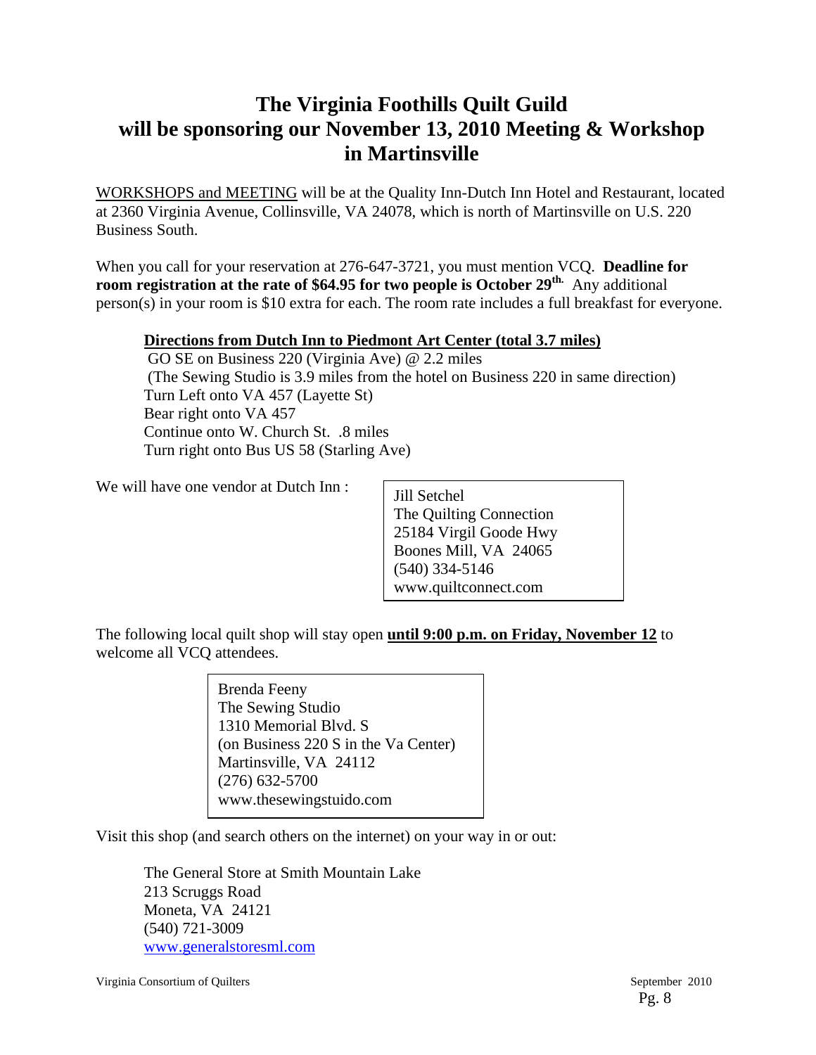# The Virginia Foothills Quilt Guild will be sponsoring our November 13, 2010 Meeting & Workshop in Martinsville

WORKSHOPS and MEETING will be at the Quality Inn-Dutch Inn Hotel and Restaurant, located at 2360 Virginia Avenue, Collinsville, VA 24078, which is north of Martinsville on U.S. 220 Business South.

When you call for your reservation at 276-647-3721, you must mention VCQ. **Deadline for room registration at the rate of $64.95 for two people is October 29th.** Any additional person(s) in your room is $10 extra for each. The room rate includes a full breakfast for everyone.

**Directions from Dutch Inn to Piedmont Art Center (total 3.7 miles)**

GO SE on Business 220 (Virginia Ave) @ 2.2 miles
(The Sewing Studio is 3.9 miles from the hotel on Business 220 in same direction)
Turn Left onto VA 457 (Layette St)
Bear right onto VA 457
Continue onto W. Church St. .8 miles
Turn right onto Bus US 58 (Starling Ave)

We will have one vendor at Dutch Inn :

Jill Setchel
The Quilting Connection
25184 Virgil Goode Hwy
Boones Mill, VA 24065
(540) 334-5146
www.quiltconnect.com

The following local quilt shop will stay open **until 9:00 p.m. on Friday, November 12** to welcome all VCQ attendees.

Brenda Feeny
The Sewing Studio
1310 Memorial Blvd. S
(on Business 220 S in the Va Center)
Martinsville, VA 24112
(276) 632-5700
www.thesewingstuido.com

Visit this shop (and search others on the internet) on your way in or out:

The General Store at Smith Mountain Lake
213 Scruggs Road
Moneta, VA 24121
(540) 721-3009
www.generalstoresml.com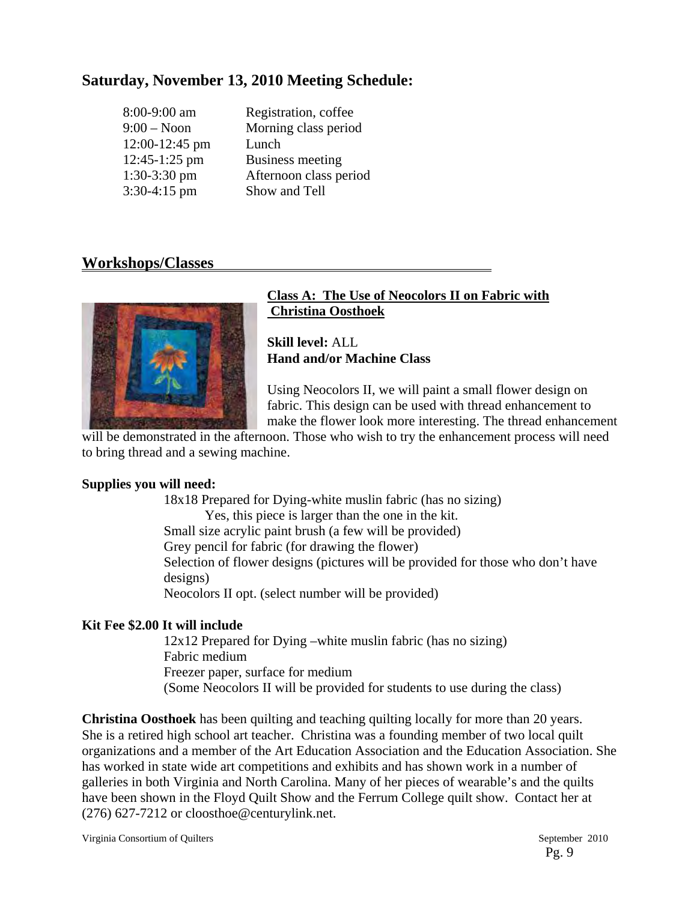## Saturday, November 13, 2010 Meeting Schedule:

| | |
|---|---|
| 8:00-9:00 am | Registration, coffee |
| 9:00 – Noon | Morning class period |
| 12:00-12:45 pm | Lunch |
| 12:45-1:25 pm | Business meeting |
| 1:30-3:30 pm | Afternoon class period |
| 3:30-4:15 pm | Show and Tell |

## Workshops/Classes

### Class A: The Use of Neocolors II on Fabric with Christina Oosthoek

**Skill level:** ALL
**Hand and/or Machine Class**

Using Neocolors II, we will paint a small flower design on fabric. This design can be used with thread enhancement to make the flower look more interesting. The thread enhancement will be demonstrated in the afternoon. Those who wish to try the enhancement process will need to bring thread and a sewing machine.

**Supplies you will need:**

18x18 Prepared for Dying-white muslin fabric (has no sizing)
Yes, this piece is larger than the one in the kit.
Small size acrylic paint brush (a few will be provided)
Grey pencil for fabric (for drawing the flower)
Selection of flower designs (pictures will be provided for those who don't have designs)
Neocolors II opt. (select number will be provided)

**Kit Fee $2.00 It will include**

12x12 Prepared for Dying –white muslin fabric (has no sizing)
Fabric medium
Freezer paper, surface for medium
(Some Neocolors II will be provided for students to use during the class)

**Christina Oosthoek** has been quilting and teaching quilting locally for more than 20 years. She is a retired high school art teacher. Christina was a founding member of two local quilt organizations and a member of the Art Education Association and the Education Association. She has worked in state wide art competitions and exhibits and has shown work in a number of galleries in both Virginia and North Carolina. Many of her pieces of wearable's and the quilts have been shown in the Floyd Quilt Show and the Ferrum College quilt show. Contact her at (276) 627-7212 or cloosthoe@centurylink.net.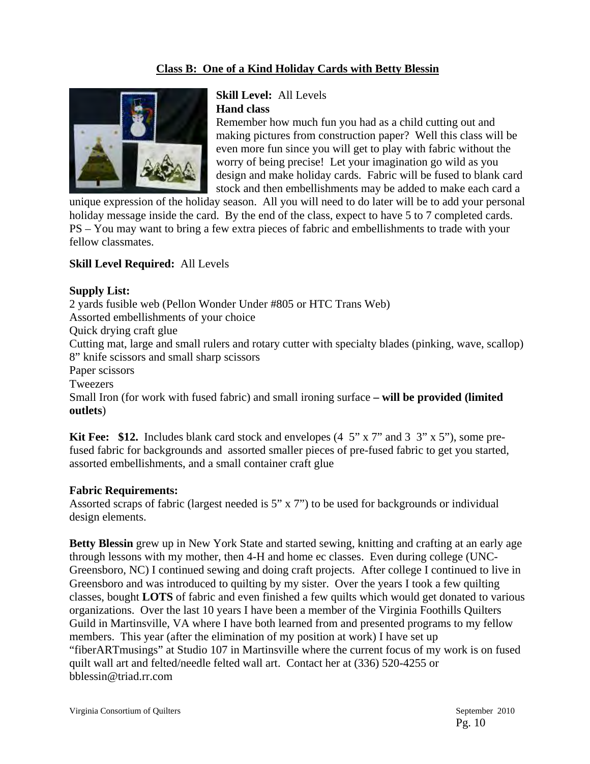## Class B: One of a Kind Holiday Cards with Betty Blessin

**Skill Level:** All Levels
**Hand class**

Remember how much fun you had as a child cutting out and making pictures from construction paper? Well this class will be even more fun since you will get to play with fabric without the worry of being precise! Let your imagination go wild as you design and make holiday cards. Fabric will be fused to blank card stock and then embellishments may be added to make each card a unique expression of the holiday season. All you will need to do later will be to add your personal holiday message inside the card. By the end of the class, expect to have 5 to 7 completed cards. PS – You may want to bring a few extra pieces of fabric and embellishments to trade with your fellow classmates.

**Skill Level Required:** All Levels

**Supply List:**
2 yards fusible web (Pellon Wonder Under #805 or HTC Trans Web)
Assorted embellishments of your choice
Quick drying craft glue
Cutting mat, large and small rulers and rotary cutter with specialty blades (pinking, wave, scallop)
8" knife scissors and small sharp scissors
Paper scissors
Tweezers
Small Iron (for work with fused fabric) and small ironing surface **– will be provided (limited outlets**)

**Kit Fee: $12.** Includes blank card stock and envelopes (4 5" x 7" and 3 3" x 5"), some pre-fused fabric for backgrounds and assorted smaller pieces of pre-fused fabric to get you started, assorted embellishments, and a small container craft glue

**Fabric Requirements:**
Assorted scraps of fabric (largest needed is 5" x 7") to be used for backgrounds or individual design elements.

**Betty Blessin** grew up in New York State and started sewing, knitting and crafting at an early age through lessons with my mother, then 4-H and home ec classes. Even during college (UNC-Greensboro, NC) I continued sewing and doing craft projects. After college I continued to live in Greensboro and was introduced to quilting by my sister. Over the years I took a few quilting classes, bought **LOTS** of fabric and even finished a few quilts which would get donated to various organizations. Over the last 10 years I have been a member of the Virginia Foothills Quilters Guild in Martinsville, VA where I have both learned from and presented programs to my fellow members. This year (after the elimination of my position at work) I have set up "fiberARTmusings" at Studio 107 in Martinsville where the current focus of my work is on fused quilt wall art and felted/needle felted wall art. Contact her at (336) 520-4255 or bblessin@triad.rr.com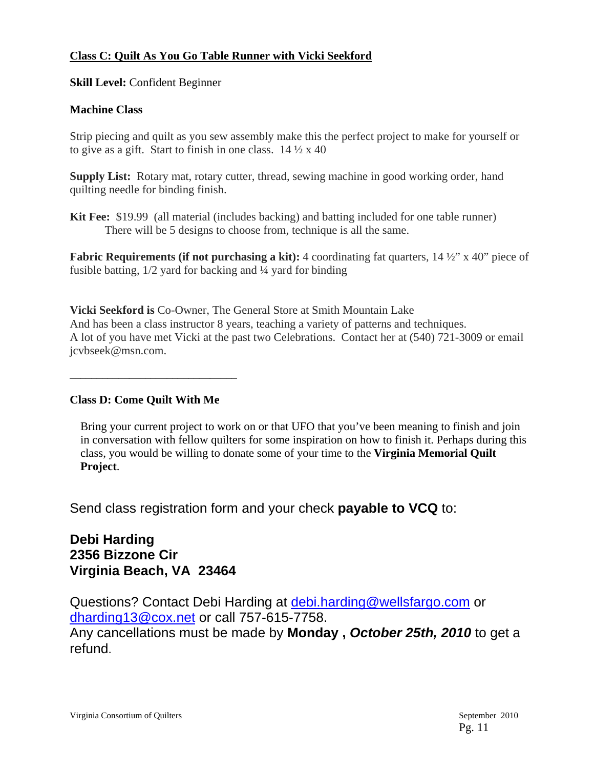## Class C: Quilt As You Go Table Runner with Vicki Seekford

**Skill Level:** Confident Beginner

**Machine Class**

Strip piecing and quilt as you sew assembly make this the perfect project to make for yourself or to give as a gift. Start to finish in one class. 14 ½ x 40

**Supply List:** Rotary mat, rotary cutter, thread, sewing machine in good working order, hand quilting needle for binding finish.

**Kit Fee:** $19.99 (all material (includes backing) and batting included for one table runner) There will be 5 designs to choose from, technique is all the same.

**Fabric Requirements (if not purchasing a kit):** 4 coordinating fat quarters, 14 ½" x 40" piece of fusible batting, 1/2 yard for backing and ¼ yard for binding

**Vicki Seekford is** Co-Owner, The General Store at Smith Mountain Lake
And has been a class instructor 8 years, teaching a variety of patterns and techniques.
A lot of you have met Vicki at the past two Celebrations. Contact her at (540) 721-3009 or email jcvbseek@msn.com.

---

### Class D: Come Quilt With Me

Bring your current project to work on or that UFO that you've been meaning to finish and join in conversation with fellow quilters for some inspiration on how to finish it. Perhaps during this class, you would be willing to donate some of your time to the **Virginia Memorial Quilt Project**.

Send class registration form and your check **payable to VCQ** to:

**Debi Harding**
**2356 Bizzone Cir**
**Virginia Beach, VA 23464**

Questions? Contact Debi Harding at debi.harding@wellsfargo.com or dharding13@cox.net or call 757-615-7758.
Any cancellations must be made by **Monday ,** ***October 25th, 2010*** to get a refund.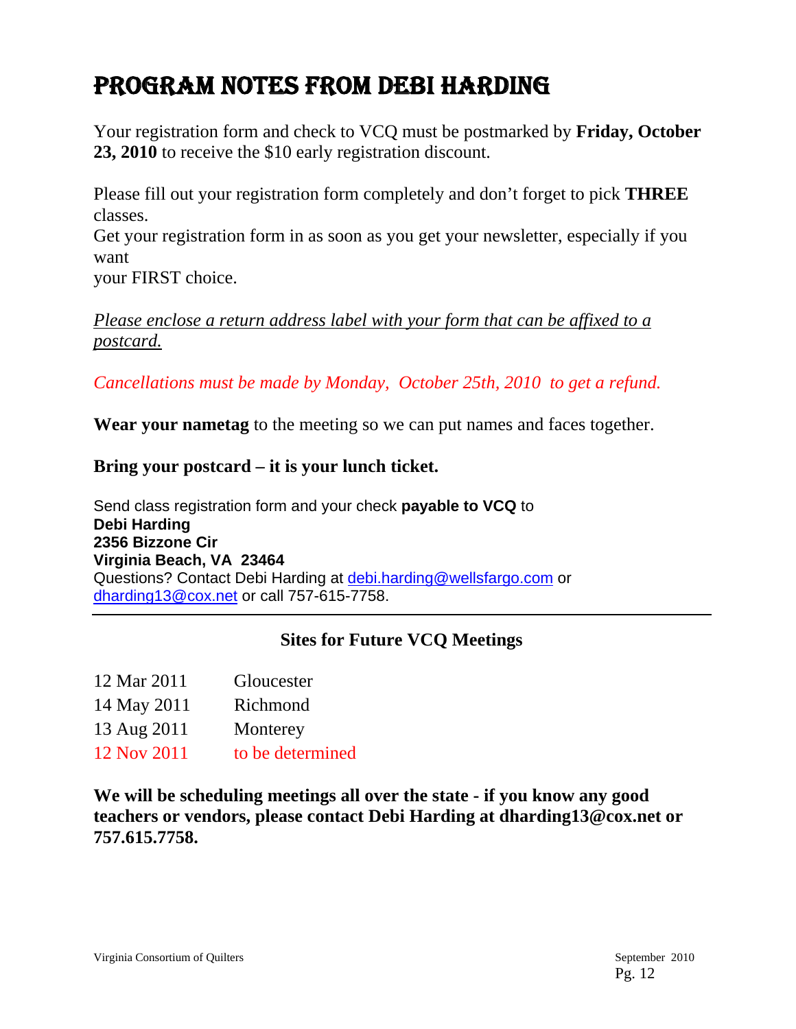# Program Notes from Debi Harding

Your registration form and check to VCQ must be postmarked by **Friday, October 23, 2010** to receive the $10 early registration discount.

Please fill out your registration form completely and don't forget to pick **THREE** classes.
Get your registration form in as soon as you get your newsletter, especially if you want
your FIRST choice.

*Please enclose a return address label with your form that can be affixed to a postcard.*

*Cancellations must be made by Monday, October 25th, 2010 to get a refund.*

**Wear your nametag** to the meeting so we can put names and faces together.

**Bring your postcard – it is your lunch ticket.**

Send class registration form and your check **payable to VCQ** to
**Debi Harding**
**2356 Bizzone Cir**
**Virginia Beach, VA 23464**
Questions? Contact Debi Harding at debi.harding@wellsfargo.com or dharding13@cox.net or call 757-615-7758.

---

### Sites for Future VCQ Meetings

| | |
|---|---|
| 12 Mar 2011 | Gloucester |
| 14 May 2011 | Richmond |
| 13 Aug 2011 | Monterey |
| 12 Nov 2011 | to be determined |

**We will be scheduling meetings all over the state - if you know any good teachers or vendors, please contact Debi Harding at dharding13@cox.net or 757.615.7758.**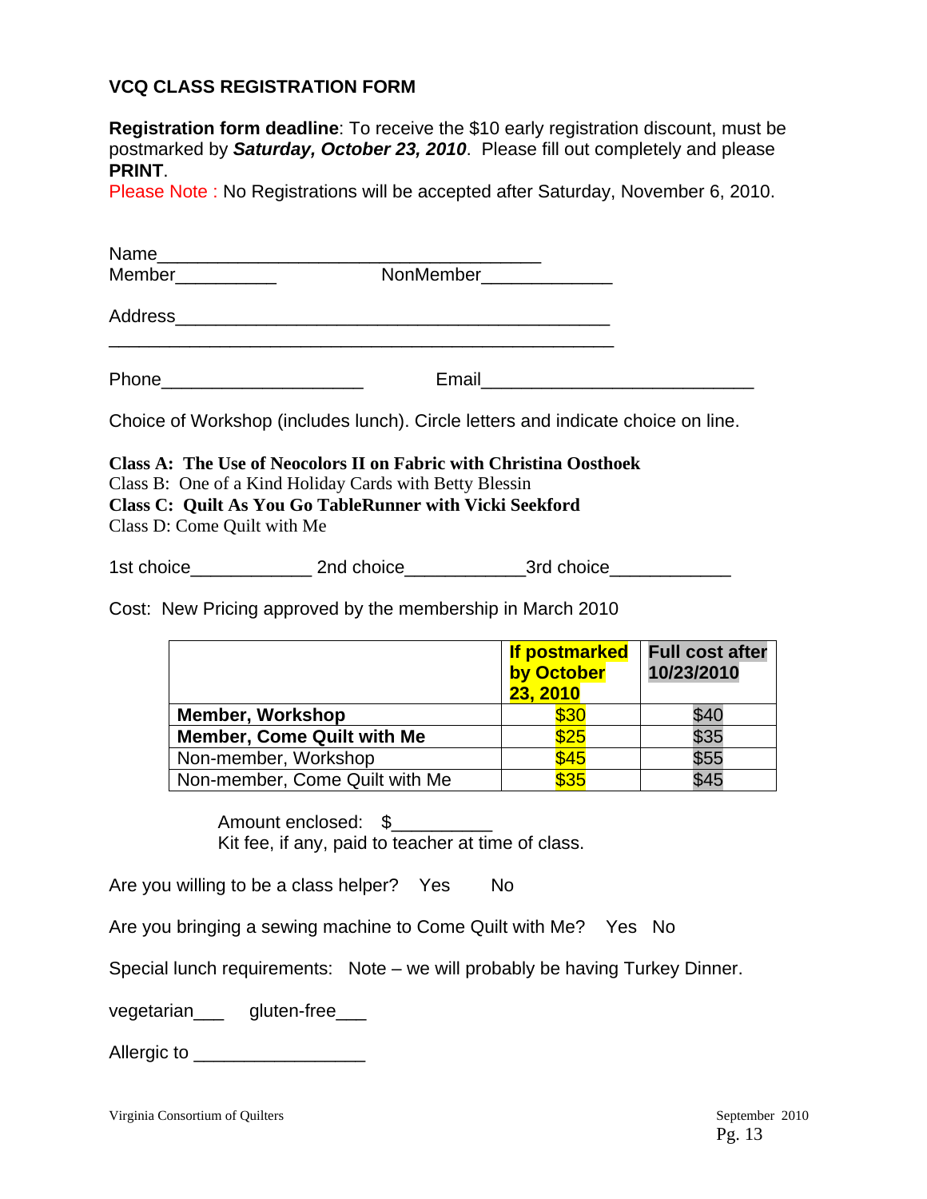# VCQ CLASS REGISTRATION FORM

**Registration form deadline**: To receive the $10 early registration discount, must be postmarked by ***Saturday, October 23, 2010***. Please fill out completely and please **PRINT**.

Please Note : No Registrations will be accepted after Saturday, November 6, 2010.

Name______________________________________

Member__________ NonMember_____________

Address____________________________________________

____________________________________________________

Phone____________________ Email___________________________

Choice of Workshop (includes lunch). Circle letters and indicate choice on line.

**Class A: The Use of Neocolors II on Fabric with Christina Oosthoek**

Class B: One of a Kind Holiday Cards with Betty Blessin

**Class C: Quilt As You Go TableRunner with Vicki Seekford**

Class D: Come Quilt with Me

1st choice____________ 2nd choice____________3rd choice____________

Cost: New Pricing approved by the membership in March 2010

| | **If postmarked by October 23, 2010** | **Full cost after 10/23/2010** |
|---|---|---|
| **Member, Workshop** | $30 | $40 |
| **Member, Come Quilt with Me** | $25 | $35 |
| Non-member, Workshop | $45 | $55 |
| Non-member, Come Quilt with Me | $35 | $45 |

Amount enclosed: $__________

Kit fee, if any, paid to teacher at time of class.

Are you willing to be a class helper? Yes No

Are you bringing a sewing machine to Come Quilt with Me? Yes No

Special lunch requirements: Note – we will probably be having Turkey Dinner.

vegetarian___ gluten-free___

Allergic to _________________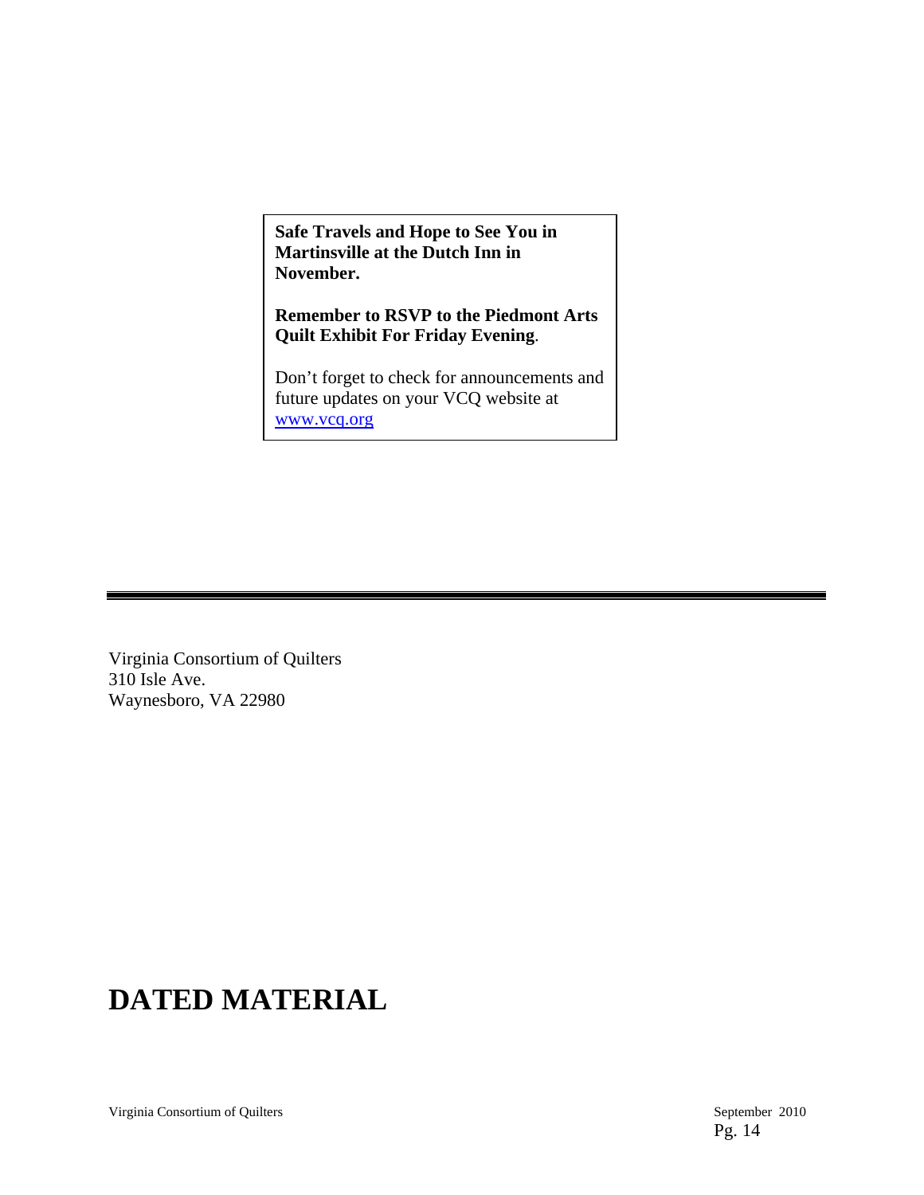**Safe Travels and Hope to See You in Martinsville at the Dutch Inn in November.**

**Remember to RSVP to the Piedmont Arts Quilt Exhibit For Friday Evening**.

Don't forget to check for announcements and future updates on your VCQ website at [www.vcq.org](http://www.vcq.org)

---

Virginia Consortium of Quilters
310 Isle Ave.
Waynesboro, VA 22980

# DATED MATERIAL